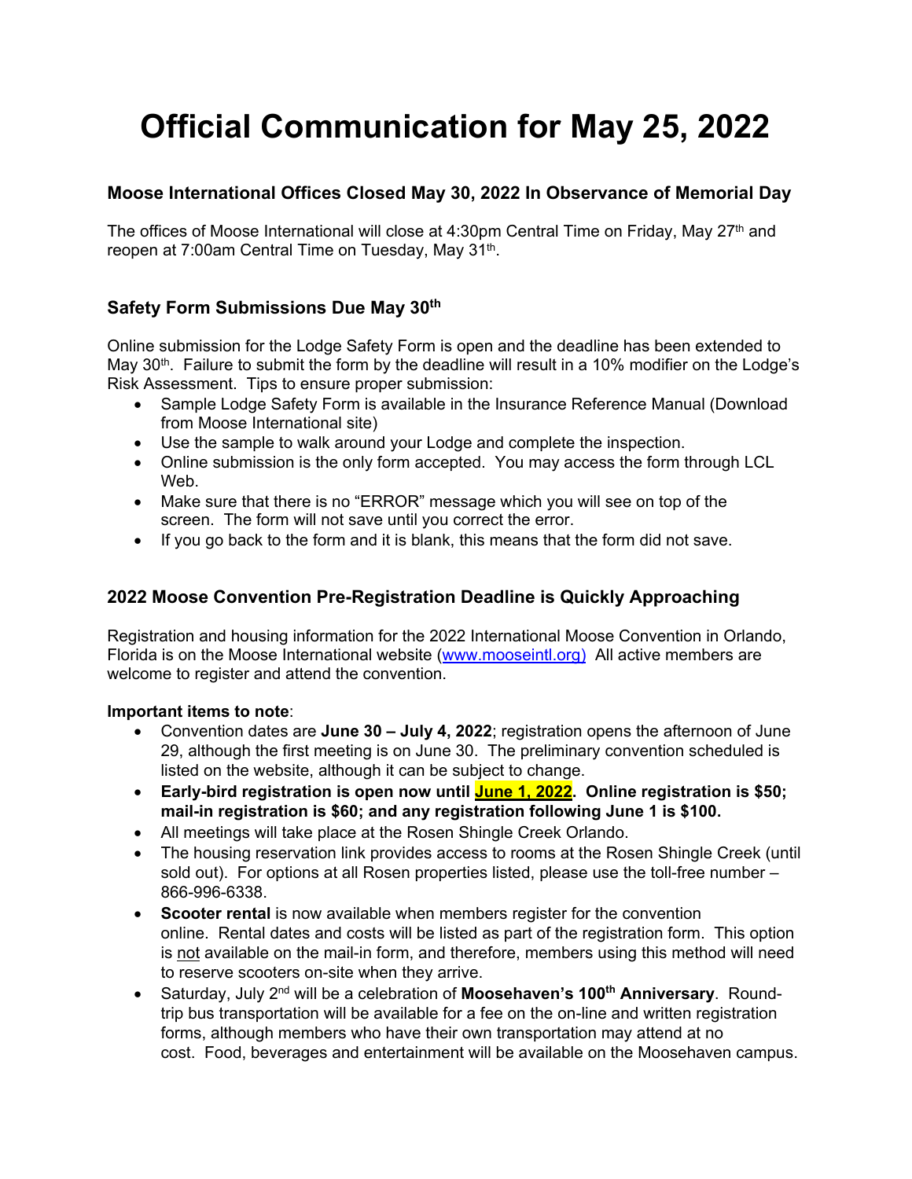# Official Communication for May 25, 2022

### Moose International Offices Closed May 30, 2022 In Observance of Memorial Day

The offices of Moose International will close at 4:30pm Central Time on Friday, May 27th and reopen at 7:00am Central Time on Tuesday, May 31st.

### Safety Form Submissions Due May 30th

Online submission for the Lodge Safety Form is open and the deadline has been extended to May 30th. Failure to submit the form by the deadline will result in a 10% modifier on the Lodge's Risk Assessment. Tips to ensure proper submission:

- Sample Lodge Safety Form is available in the Insurance Reference Manual (Download from Moose International site)
- Use the sample to walk around your Lodge and complete the inspection.
- Online submission is the only form accepted. You may access the form through LCL Web.
- Make sure that there is no "ERROR" message which you will see on top of the screen. The form will not save until you correct the error.
- If you go back to the form and it is blank, this means that the form did not save.

### 2022 Moose Convention Pre-Registration Deadline is Quickly Approaching

Registration and housing information for the 2022 International Moose Convention in Orlando, Florida is on the Moose International website (www.mooseintl.org) All active members are welcome to register and attend the convention.

**Important items to note**:

- Convention dates are **June 30 – July 4, 2022**; registration opens the afternoon of June 29, although the first meeting is on June 30. The preliminary convention scheduled is listed on the website, although it can be subject to change.
- **Early-bird registration is open now until June 1, 2022. Online registration is $50; mail-in registration is $60; and any registration following June 1 is $100.**
- All meetings will take place at the Rosen Shingle Creek Orlando.
- The housing reservation link provides access to rooms at the Rosen Shingle Creek (until sold out). For options at all Rosen properties listed, please use the toll-free number – 866-996-6338.
- **Scooter rental** is now available when members register for the convention online. Rental dates and costs will be listed as part of the registration form. This option is not available on the mail-in form, and therefore, members using this method will need to reserve scooters on-site when they arrive.
- Saturday, July 2nd will be a celebration of **Moosehaven's 100th Anniversary**. Round-trip bus transportation will be available for a fee on the on-line and written registration forms, although members who have their own transportation may attend at no cost. Food, beverages and entertainment will be available on the Moosehaven campus.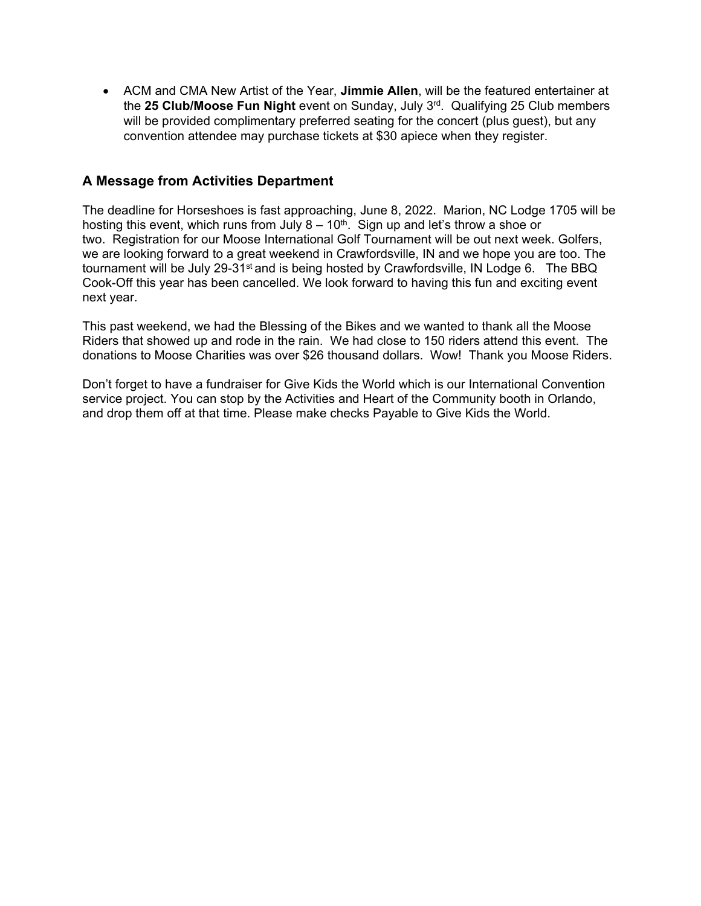- ACM and CMA New Artist of the Year, **Jimmie Allen**, will be the featured entertainer at the **25 Club/Moose Fun Night** event on Sunday, July 3rd. Qualifying 25 Club members will be provided complimentary preferred seating for the concert (plus guest), but any convention attendee may purchase tickets at $30 apiece when they register.

### A Message from Activities Department

The deadline for Horseshoes is fast approaching, June 8, 2022. Marion, NC Lodge 1705 will be hosting this event, which runs from July 8 – 10th. Sign up and let's throw a shoe or two. Registration for our Moose International Golf Tournament will be out next week. Golfers, we are looking forward to a great weekend in Crawfordsville, IN and we hope you are too. The tournament will be July 29-31st and is being hosted by Crawfordsville, IN Lodge 6. The BBQ Cook-Off this year has been cancelled. We look forward to having this fun and exciting event next year.

This past weekend, we had the Blessing of the Bikes and we wanted to thank all the Moose Riders that showed up and rode in the rain. We had close to 150 riders attend this event. The donations to Moose Charities was over $26 thousand dollars. Wow! Thank you Moose Riders.

Don't forget to have a fundraiser for Give Kids the World which is our International Convention service project. You can stop by the Activities and Heart of the Community booth in Orlando, and drop them off at that time. Please make checks Payable to Give Kids the World.